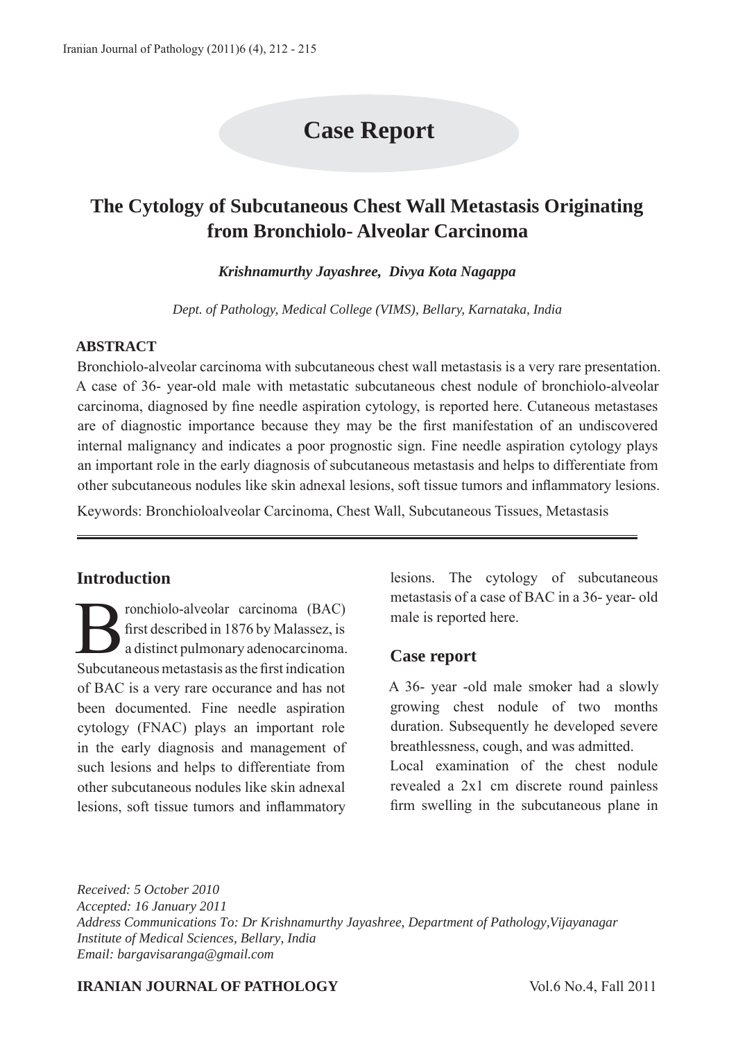## Case Report

# The Cytology of Subcutaneous Chest Wall Metastasis Originating from Bronchiolo- Alveolar Carcinoma

***Krishnamurthy Jayashree, Divya Kota Nagappa***

*Dept. of Pathology, Medical College (VIMS), Bellary, Karnataka, India*

### ABSTRACT

Bronchiolo-alveolar carcinoma with subcutaneous chest wall metastasis is a very rare presentation. A case of 36- year-old male with metastatic subcutaneous chest nodule of bronchiolo-alveolar carcinoma, diagnosed by fine needle aspiration cytology, is reported here. Cutaneous metastases are of diagnostic importance because they may be the first manifestation of an undiscovered internal malignancy and indicates a poor prognostic sign. Fine needle aspiration cytology plays an important role in the early diagnosis of subcutaneous metastasis and helps to differentiate from other subcutaneous nodules like skin adnexal lesions, soft tissue tumors and inflammatory lesions.

Keywords: Bronchioloalveolar Carcinoma, Chest Wall, Subcutaneous Tissues, Metastasis

## Introduction

Bronchiolo-alveolar carcinoma (BAC) first described in 1876 by Malassez, is a distinct pulmonary adenocarcinoma. Subcutaneous metastasis as the first indication of BAC is a very rare occurance and has not been documented. Fine needle aspiration cytology (FNAC) plays an important role in the early diagnosis and management of such lesions and helps to differentiate from other subcutaneous nodules like skin adnexal lesions, soft tissue tumors and inflammatory lesions. The cytology of subcutaneous metastasis of a case of BAC in a 36- year- old male is reported here.

## Case report

A 36- year -old male smoker had a slowly growing chest nodule of two months duration. Subsequently he developed severe breathlessness, cough, and was admitted.

Local examination of the chest nodule revealed a 2x1 cm discrete round painless firm swelling in the subcutaneous plane in

*Received: 5 October 2010*
*Accepted: 16 January 2011*
*Address Communications To: Dr Krishnamurthy Jayashree, Department of Pathology,Vijayanagar Institute of Medical Sciences, Bellary, India*
*Email: bargavisaranga@gmail.com*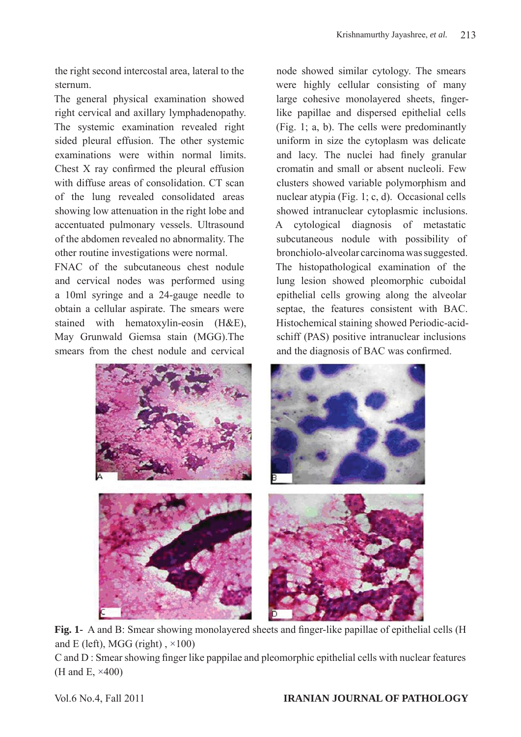the right second intercostal area, lateral to the sternum.

The general physical examination showed right cervical and axillary lymphadenopathy. The systemic examination revealed right sided pleural effusion. The other systemic examinations were within normal limits. Chest X ray confirmed the pleural effusion with diffuse areas of consolidation. CT scan of the lung revealed consolidated areas showing low attenuation in the right lobe and accentuated pulmonary vessels. Ultrasound of the abdomen revealed no abnormality. The other routine investigations were normal.

FNAC of the subcutaneous chest nodule and cervical nodes was performed using a 10ml syringe and a 24-gauge needle to obtain a cellular aspirate. The smears were stained with hematoxylin-eosin (H&E), May Grunwald Giemsa stain (MGG).The smears from the chest nodule and cervical node showed similar cytology. The smears were highly cellular consisting of many large cohesive monolayered sheets, finger-like papillae and dispersed epithelial cells (Fig. 1; a, b). The cells were predominantly uniform in size the cytoplasm was delicate and lacy. The nuclei had finely granular cromatin and small or absent nucleoli. Few clusters showed variable polymorphism and nuclear atypia (Fig. 1; c, d). Occasional cells showed intranuclear cytoplasmic inclusions. A cytological diagnosis of metastatic subcutaneous nodule with possibility of bronchiolo-alveolar carcinoma was suggested. The histopathological examination of the lung lesion showed pleomorphic cuboidal epithelial cells growing along the alveolar septae, the features consistent with BAC. Histochemical staining showed Periodic-acid-schiff (PAS) positive intranuclear inclusions and the diagnosis of BAC was confirmed.

**Fig. 1-** A and B: Smear showing monolayered sheets and finger-like papillae of epithelial cells (H and E (left), MGG (right) , ×100)

C and D : Smear showing finger like pappilae and pleomorphic epithelial cells with nuclear features (H and E, ×400)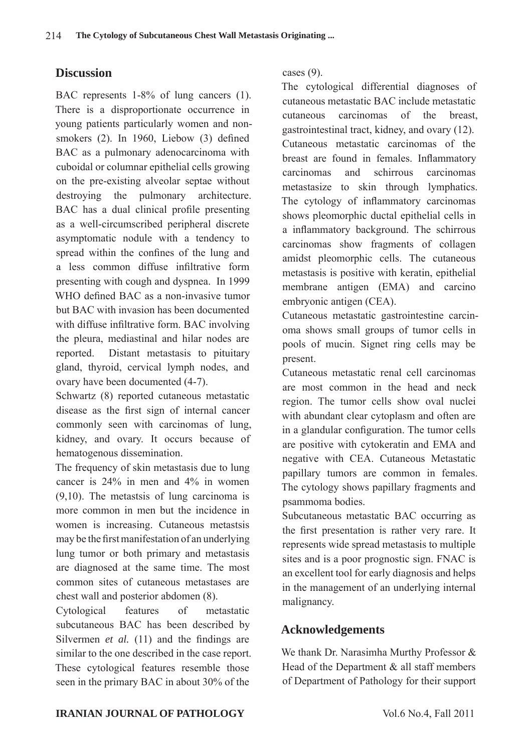## Discussion

BAC represents 1-8% of lung cancers (1). There is a disproportionate occurrence in young patients particularly women and non-smokers (2). In 1960, Liebow (3) defined BAC as a pulmonary adenocarcinoma with cuboidal or columnar epithelial cells growing on the pre-existing alveolar septae without destroying the pulmonary architecture. BAC has a dual clinical profile presenting as a well-circumscribed peripheral discrete asymptomatic nodule with a tendency to spread within the confines of the lung and a less common diffuse infiltrative form presenting with cough and dyspnea. In 1999 WHO defined BAC as a non-invasive tumor but BAC with invasion has been documented with diffuse infiltrative form. BAC involving the pleura, mediastinal and hilar nodes are reported. Distant metastasis to pituitary gland, thyroid, cervical lymph nodes, and ovary have been documented (4-7).

Schwartz (8) reported cutaneous metastatic disease as the first sign of internal cancer commonly seen with carcinomas of lung, kidney, and ovary. It occurs because of hematogenous dissemination.

The frequency of skin metastasis due to lung cancer is 24% in men and 4% in women (9,10). The metastsis of lung carcinoma is more common in men but the incidence in women is increasing. Cutaneous metastsis may be the first manifestation of an underlying lung tumor or both primary and metastasis are diagnosed at the same time. The most common sites of cutaneous metastases are chest wall and posterior abdomen (8).

Cytological features of metastatic subcutaneous BAC has been described by Silvermen *et al.* (11) and the findings are similar to the one described in the case report. These cytological features resemble those seen in the primary BAC in about 30% of the cases (9).

The cytological differential diagnoses of cutaneous metastatic BAC include metastatic cutaneous carcinomas of the breast, gastrointestinal tract, kidney, and ovary (12). Cutaneous metastatic carcinomas of the breast are found in females. Inflammatory carcinomas and schirrous carcinomas metastasize to skin through lymphatics. The cytology of inflammatory carcinomas shows pleomorphic ductal epithelial cells in a inflammatory background. The schirrous carcinomas show fragments of collagen amidst pleomorphic cells. The cutaneous metastasis is positive with keratin, epithelial membrane antigen (EMA) and carcino embryonic antigen (CEA).

Cutaneous metastatic gastrointestine carcinoma shows small groups of tumor cells in pools of mucin. Signet ring cells may be present.

Cutaneous metastatic renal cell carcinomas are most common in the head and neck region. The tumor cells show oval nuclei with abundant clear cytoplasm and often are in a glandular configuration. The tumor cells are positive with cytokeratin and EMA and negative with CEA. Cutaneous Metastatic papillary tumors are common in females. The cytology shows papillary fragments and psammoma bodies.

Subcutaneous metastatic BAC occurring as the first presentation is rather very rare. It represents wide spread metastasis to multiple sites and is a poor prognostic sign. FNAC is an excellent tool for early diagnosis and helps in the management of an underlying internal malignancy.

## Acknowledgements

We thank Dr. Narasimha Murthy Professor & Head of the Department & all staff members of Department of Pathology for their support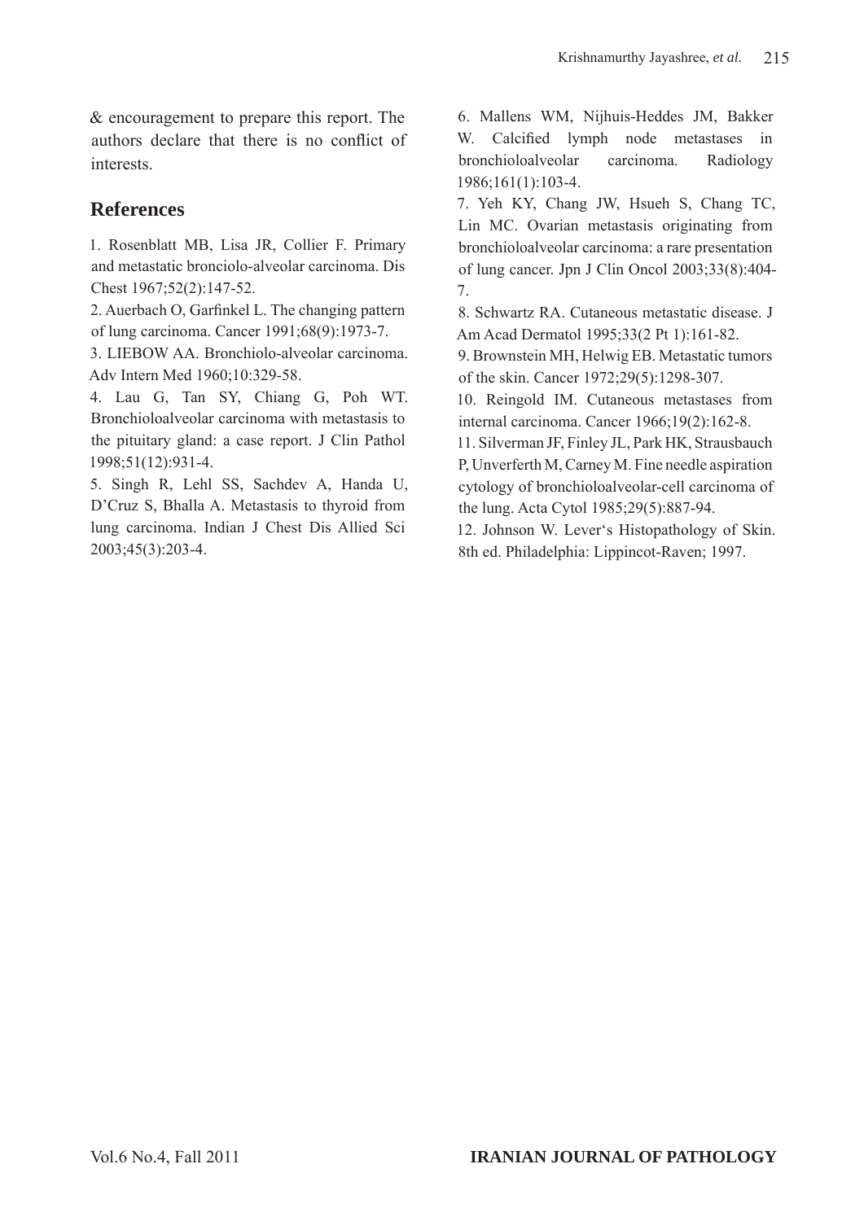& encouragement to prepare this report. The authors declare that there is no conflict of interests.

## References

1. Rosenblatt MB, Lisa JR, Collier F. Primary and metastatic bronciolo-alveolar carcinoma. Dis Chest 1967;52(2):147-52.
2. Auerbach O, Garfinkel L. The changing pattern of lung carcinoma. Cancer 1991;68(9):1973-7.
3. LIEBOW AA. Bronchiolo-alveolar carcinoma. Adv Intern Med 1960;10:329-58.
4. Lau G, Tan SY, Chiang G, Poh WT. Bronchioloalveolar carcinoma with metastasis to the pituitary gland: a case report. J Clin Pathol 1998;51(12):931-4.
5. Singh R, Lehl SS, Sachdev A, Handa U, D'Cruz S, Bhalla A. Metastasis to thyroid from lung carcinoma. Indian J Chest Dis Allied Sci 2003;45(3):203-4.
6. Mallens WM, Nijhuis-Heddes JM, Bakker W. Calcified lymph node metastases in bronchioloalveolar carcinoma. Radiology 1986;161(1):103-4.
7. Yeh KY, Chang JW, Hsueh S, Chang TC, Lin MC. Ovarian metastasis originating from bronchioloalveolar carcinoma: a rare presentation of lung cancer. Jpn J Clin Oncol 2003;33(8):404-7.
8. Schwartz RA. Cutaneous metastatic disease. J Am Acad Dermatol 1995;33(2 Pt 1):161-82.
9. Brownstein MH, Helwig EB. Metastatic tumors of the skin. Cancer 1972;29(5):1298-307.
10. Reingold IM. Cutaneous metastases from internal carcinoma. Cancer 1966;19(2):162-8.
11. Silverman JF, Finley JL, Park HK, Strausbauch P, Unverferth M, Carney M. Fine needle aspiration cytology of bronchioloalveolar-cell carcinoma of the lung. Acta Cytol 1985;29(5):887-94.
12. Johnson W. Lever's Histopathology of Skin. 8th ed. Philadelphia: Lippincot-Raven; 1997.